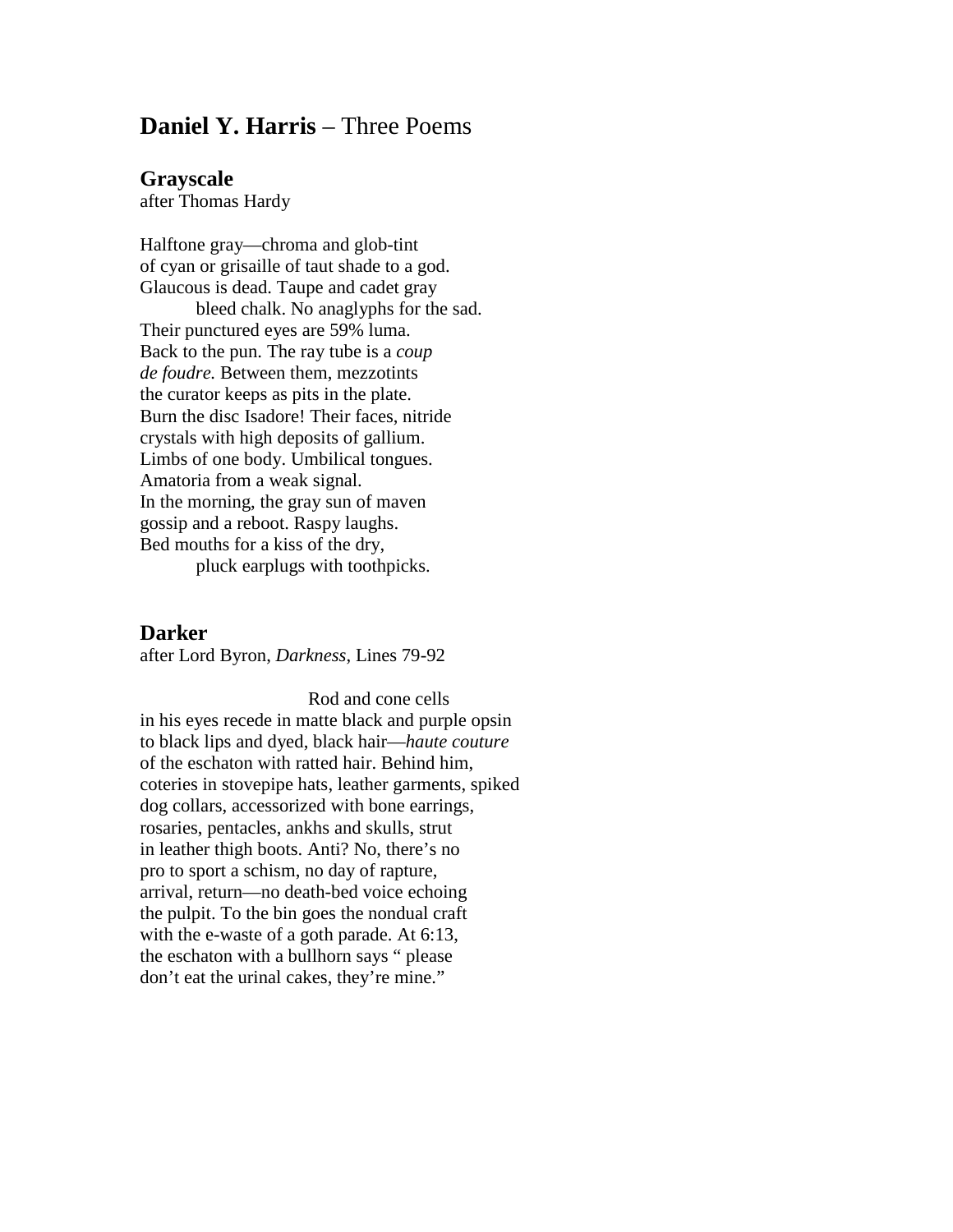## **Daniel Y. Harris** – Three Poems

### Grayscale

after Thomas Hardy

Halftone gray—chroma and glob-tint  
of cyan or grisaille of taut shade to a god.  
Glaucous is dead. Taupe and cadet gray  
&nbsp;&nbsp;&nbsp;&nbsp;&nbsp;&nbsp;&nbsp;&nbsp;&nbsp;&nbsp;bleed chalk. No anaglyphs for the sad.  
Their punctured eyes are 59% luma.  
Back to the pun. The ray tube is a *coup*  
*de foudre.* Between them, mezzotints  
the curator keeps as pits in the plate.  
Burn the disc Isadore! Their faces, nitride  
crystals with high deposits of gallium.  
Limbs of one body. Umbilical tongues.  
Amatoria from a weak signal.  
In the morning, the gray sun of maven  
gossip and a reboot. Raspy laughs.  
Bed mouths for a kiss of the dry,  
&nbsp;&nbsp;&nbsp;&nbsp;&nbsp;&nbsp;&nbsp;&nbsp;&nbsp;&nbsp;pluck earplugs with toothpicks.

### Darker

after Lord Byron, *Darkness*, Lines 79-92

&nbsp;&nbsp;&nbsp;&nbsp;&nbsp;&nbsp;&nbsp;&nbsp;&nbsp;&nbsp;&nbsp;&nbsp;&nbsp;&nbsp;&nbsp;&nbsp;&nbsp;&nbsp;&nbsp;&nbsp;&nbsp;&nbsp;&nbsp;&nbsp;&nbsp;&nbsp;&nbsp;&nbsp;&nbsp;&nbsp;&nbsp;&nbsp;&nbsp;&nbsp;&nbsp;&nbsp;&nbsp;&nbsp;&nbsp;&nbsp;Rod and cone cells  
in his eyes recede in matte black and purple opsin  
to black lips and dyed, black hair—*haute couture*  
of the eschaton with ratted hair. Behind him,  
coteries in stovepipe hats, leather garments, spiked  
dog collars, accessorized with bone earrings,  
rosaries, pentacles, ankhs and skulls, strut  
in leather thigh boots. Anti? No, there's no  
pro to sport a schism, no day of rapture,  
arrival, return—no death-bed voice echoing  
the pulpit. To the bin goes the nondual craft  
with the e-waste of a goth parade. At 6:13,  
the eschaton with a bullhorn says " please  
don't eat the urinal cakes, they're mine."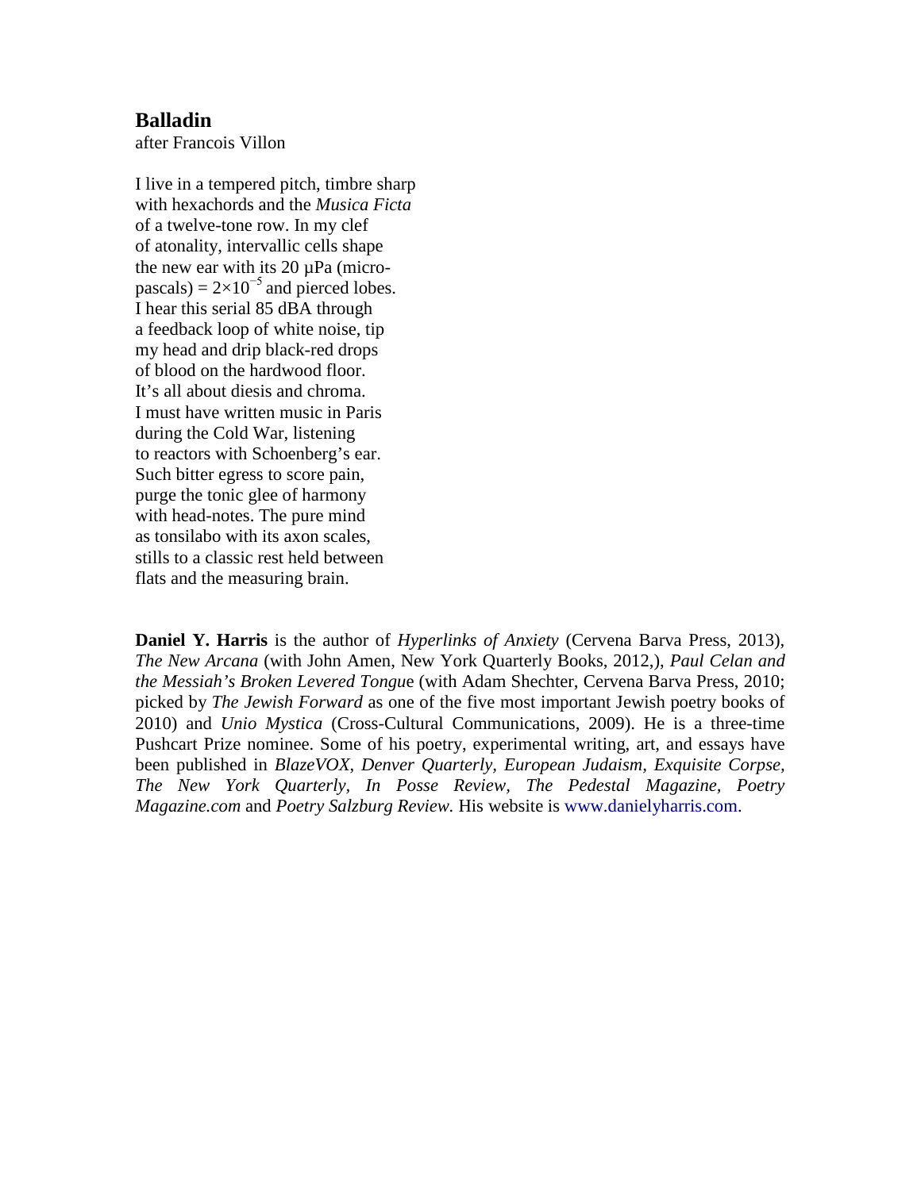## Balladin

after Francois Villon

I live in a tempered pitch, timbre sharp  
with hexachords and the *Musica Ficta*  
of a twelve-tone row. In my clef  
of atonality, intervallic cells shape  
the new ear with its 20 µPa (micro-  
pascals) = $2×10^{-5}$ and pierced lobes.  
I hear this serial 85 dBA through  
a feedback loop of white noise, tip  
my head and drip black-red drops  
of blood on the hardwood floor.  
It's all about diesis and chroma.  
I must have written music in Paris  
during the Cold War, listening  
to reactors with Schoenberg's ear.  
Such bitter egress to score pain,  
purge the tonic glee of harmony  
with head-notes. The pure mind  
as tonsilabo with its axon scales,  
stills to a classic rest held between  
flats and the measuring brain.

**Daniel Y. Harris** is the author of *Hyperlinks of Anxiety* (Cervena Barva Press, 2013), *The New Arcana* (with John Amen, New York Quarterly Books, 2012,), *Paul Celan and the Messiah's Broken Levered Tongu*e (with Adam Shechter, Cervena Barva Press, 2010; picked by *The Jewish Forward* as one of the five most important Jewish poetry books of 2010) and *Unio Mystica* (Cross-Cultural Communications, 2009). He is a three-time Pushcart Prize nominee. Some of his poetry, experimental writing, art, and essays have been published in *BlazeVOX, Denver Quarterly, European Judaism, Exquisite Corpse, The New York Quarterly, In Posse Review, The Pedestal Magazine, Poetry Magazine.com* and *Poetry Salzburg Review.* His website is www.danielyharris.com.